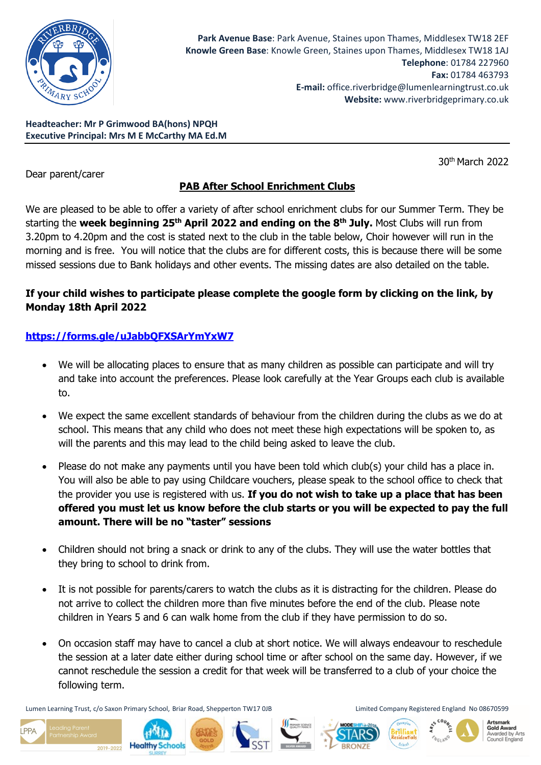**Park Avenue Base**: Park Avenue, Staines upon Thames, Middlesex TW18 2EF
**Knowle Green Base**: Knowle Green, Staines upon Thames, Middlesex TW18 1AJ
**Telephone**: 01784 227960
**Fax:** 01784 463793
**E-mail:** office.riverbridge@lumenlearningtrust.co.uk
**Website:** www.riverbridgeprimary.co.uk

**Headteacher: Mr P Grimwood BA(hons) NPQH**
**Executive Principal: Mrs M E McCarthy MA Ed.M**

30th March 2022

Dear parent/carer

## PAB After School Enrichment Clubs

We are pleased to be able to offer a variety of after school enrichment clubs for our Summer Term. They be starting the **week beginning 25th April 2022 and ending on the 8th July.** Most Clubs will run from 3.20pm to 4.20pm and the cost is stated next to the club in the table below, Choir however will run in the morning and is free. You will notice that the clubs are for different costs, this is because there will be some missed sessions due to Bank holidays and other events. The missing dates are also detailed on the table.

**If your child wishes to participate please complete the google form by clicking on the link, by Monday 18th April 2022**

**https://forms.gle/uJabbQFXSArYmYxW7**

- We will be allocating places to ensure that as many children as possible can participate and will try and take into account the preferences. Please look carefully at the Year Groups each club is available to.

- We expect the same excellent standards of behaviour from the children during the clubs as we do at school. This means that any child who does not meet these high expectations will be spoken to, as will the parents and this may lead to the child being asked to leave the club.

- Please do not make any payments until you have been told which club(s) your child has a place in. You will also be able to pay using Childcare vouchers, please speak to the school office to check that the provider you use is registered with us. **If you do not wish to take up a place that has been offered you must let us know before the club starts or you will be expected to pay the full amount. There will be no "taster" sessions**

- Children should not bring a snack or drink to any of the clubs. They will use the water bottles that they bring to school to drink from.

- It is not possible for parents/carers to watch the clubs as it is distracting for the children. Please do not arrive to collect the children more than five minutes before the end of the club. Please note children in Years 5 and 6 can walk home from the club if they have permission to do so.

- On occasion staff may have to cancel a club at short notice. We will always endeavour to reschedule the session at a later date either during school time or after school on the same day. However, if we cannot reschedule the session a credit for that week will be transferred to a club of your choice the following term.

Lumen Learning Trust, c/o Saxon Primary School, Briar Road, Shepperton TW17 0JB

Limited Company Registered England No 08670599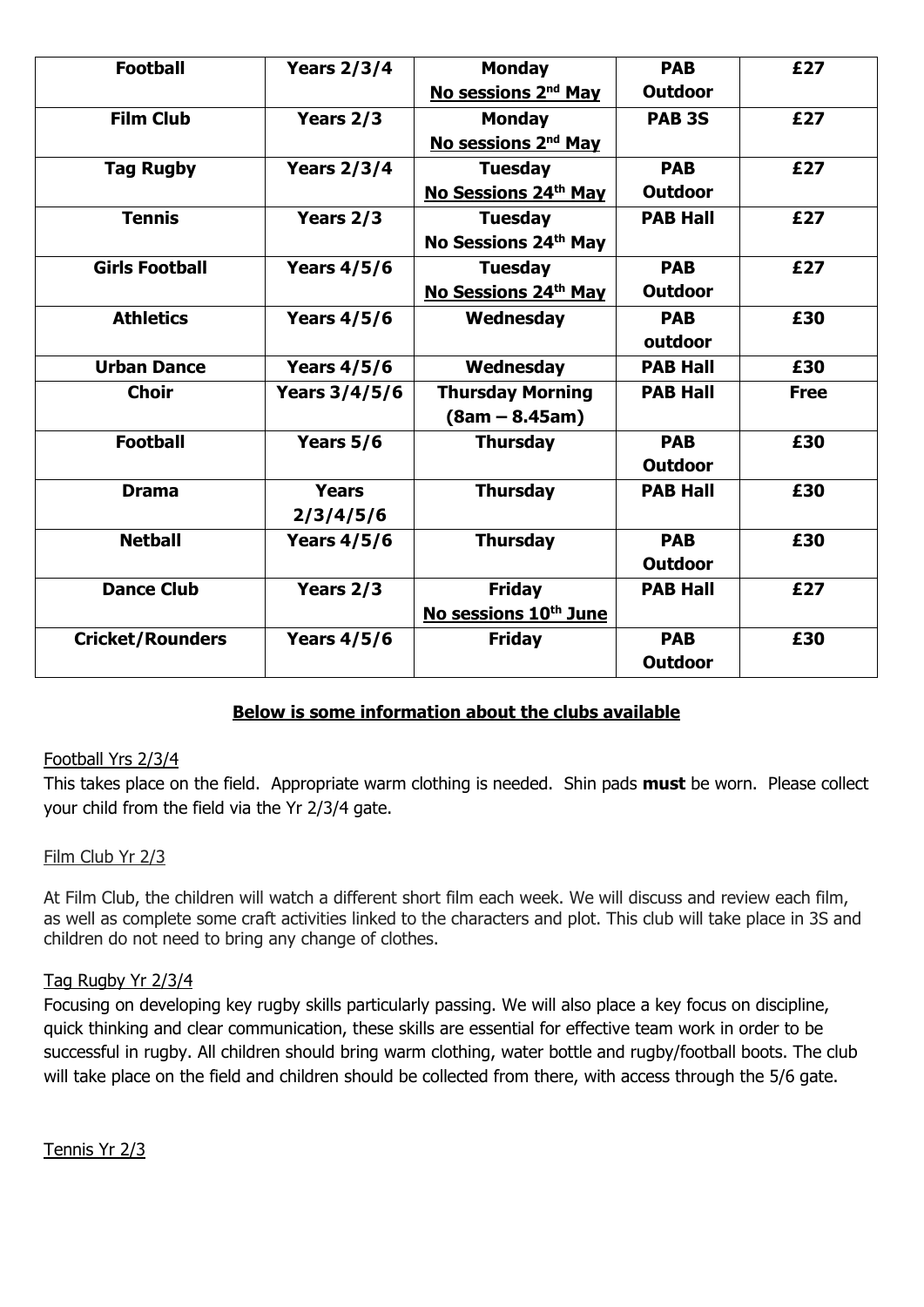| Football | Years 2/3/4 | Monday<br>No sessions 2nd May | PAB Outdoor | £27 |
|---|---|---|---|---|
| Film Club | Years 2/3 | Monday<br>No sessions 2nd May | PAB 3S | £27 |
| Tag Rugby | Years 2/3/4 | Tuesday<br>No Sessions 24th May | PAB Outdoor | £27 |
| Tennis | Years 2/3 | Tuesday<br>No Sessions 24th May | PAB Hall | £27 |
| Girls Football | Years 4/5/6 | Tuesday<br>No Sessions 24th May | PAB Outdoor | £27 |
| Athletics | Years 4/5/6 | Wednesday | PAB outdoor | £30 |
| Urban Dance | Years 4/5/6 | Wednesday | PAB Hall | £30 |
| Choir | Years 3/4/5/6 | Thursday Morning<br>(8am – 8.45am) | PAB Hall | Free |
| Football | Years 5/6 | Thursday | PAB Outdoor | £30 |
| Drama | Years 2/3/4/5/6 | Thursday | PAB Hall | £30 |
| Netball | Years 4/5/6 | Thursday | PAB Outdoor | £30 |
| Dance Club | Years 2/3 | Friday<br>No sessions 10th June | PAB Hall | £27 |
| Cricket/Rounders | Years 4/5/6 | Friday | PAB Outdoor | £30 |

**Below is some information about the clubs available**

Football Yrs 2/3/4

This takes place on the field. Appropriate warm clothing is needed. Shin pads **must** be worn. Please collect your child from the field via the Yr 2/3/4 gate.

Film Club Yr 2/3

At Film Club, the children will watch a different short film each week. We will discuss and review each film, as well as complete some craft activities linked to the characters and plot. This club will take place in 3S and children do not need to bring any change of clothes.

Tag Rugby Yr 2/3/4

Focusing on developing key rugby skills particularly passing. We will also place a key focus on discipline, quick thinking and clear communication, these skills are essential for effective team work in order to be successful in rugby. All children should bring warm clothing, water bottle and rugby/football boots. The club will take place on the field and children should be collected from there, with access through the 5/6 gate.

Tennis Yr 2/3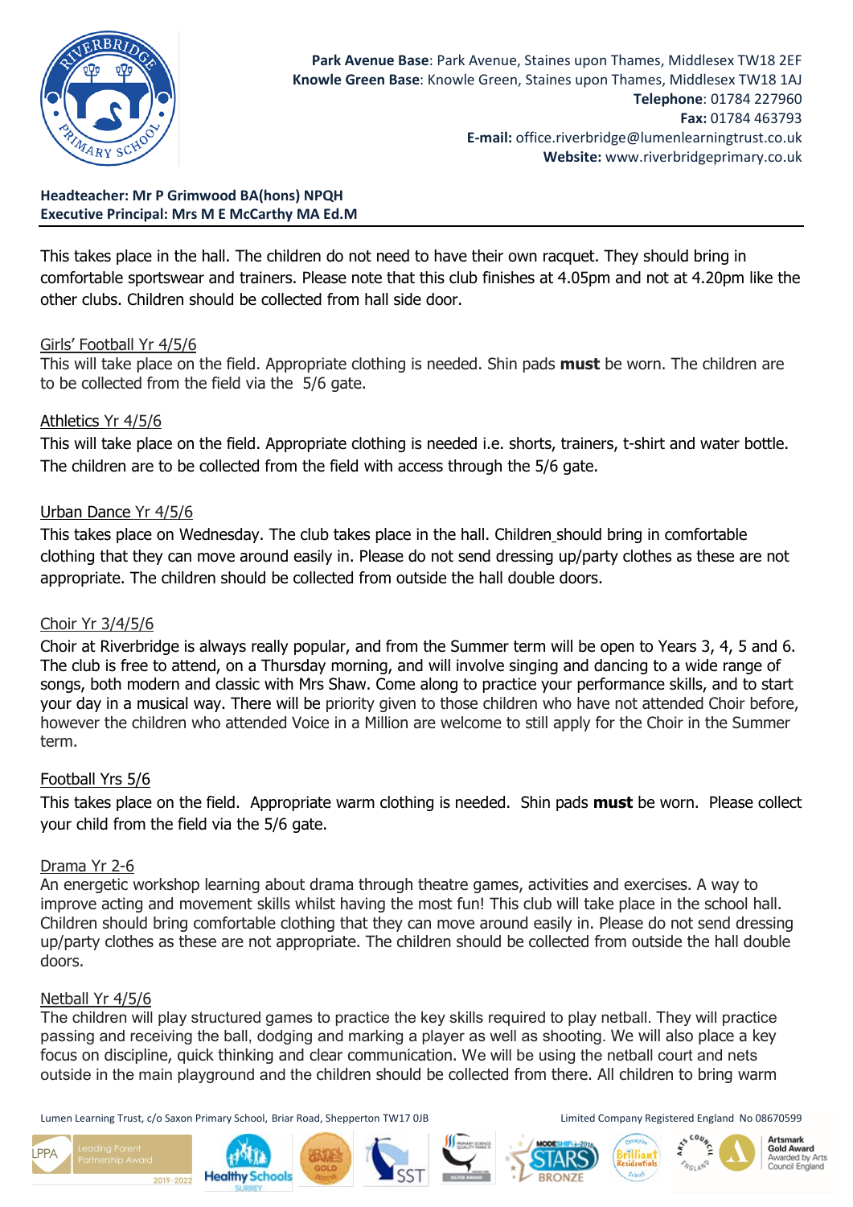This takes place in the hall. The children do not need to have their own racquet. They should bring in comfortable sportswear and trainers. Please note that this club finishes at 4.05pm and not at 4.20pm like the other clubs. Children should be collected from hall side door.

Girls' Football Yr 4/5/6

This will take place on the field. Appropriate clothing is needed. Shin pads **must** be worn. The children are to be collected from the field via the 5/6 gate.

Athletics Yr 4/5/6

This will take place on the field. Appropriate clothing is needed i.e. shorts, trainers, t-shirt and water bottle. The children are to be collected from the field with access through the 5/6 gate.

Urban Dance Yr 4/5/6

This takes place on Wednesday. The club takes place in the hall. Children should bring in comfortable clothing that they can move around easily in. Please do not send dressing up/party clothes as these are not appropriate. The children should be collected from outside the hall double doors.

Choir Yr 3/4/5/6

Choir at Riverbridge is always really popular, and from the Summer term will be open to Years 3, 4, 5 and 6. The club is free to attend, on a Thursday morning, and will involve singing and dancing to a wide range of songs, both modern and classic with Mrs Shaw. Come along to practice your performance skills, and to start your day in a musical way. There will be priority given to those children who have not attended Choir before, however the children who attended Voice in a Million are welcome to still apply for the Choir in the Summer term.

Football Yrs 5/6

This takes place on the field. Appropriate warm clothing is needed. Shin pads **must** be worn. Please collect your child from the field via the 5/6 gate.

Drama Yr 2-6

An energetic workshop learning about drama through theatre games, activities and exercises. A way to improve acting and movement skills whilst having the most fun! This club will take place in the school hall. Children should bring comfortable clothing that they can move around easily in. Please do not send dressing up/party clothes as these are not appropriate. The children should be collected from outside the hall double doors.

Netball Yr 4/5/6

The children will play structured games to practice the key skills required to play netball. They will practice passing and receiving the ball, dodging and marking a player as well as shooting. We will also place a key focus on discipline, quick thinking and clear communication. We will be using the netball court and nets outside in the main playground and the children should be collected from there. All children to bring warm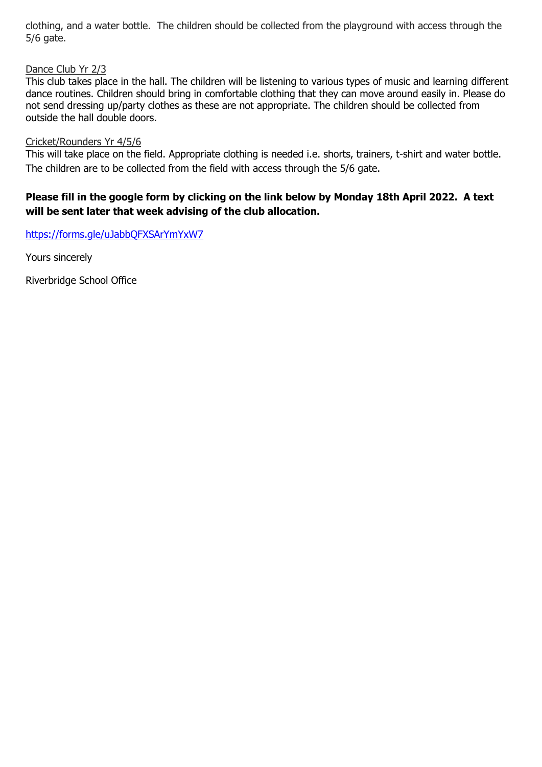clothing, and a water bottle.  The children should be collected from the playground with access through the 5/6 gate.

Dance Club Yr 2/3

This club takes place in the hall. The children will be listening to various types of music and learning different dance routines. Children should bring in comfortable clothing that they can move around easily in. Please do not send dressing up/party clothes as these are not appropriate. The children should be collected from outside the hall double doors.

Cricket/Rounders Yr 4/5/6

This will take place on the field. Appropriate clothing is needed i.e. shorts, trainers, t-shirt and water bottle. The children are to be collected from the field with access through the 5/6 gate.

**Please fill in the google form by clicking on the link below by Monday 18th April 2022.  A text will be sent later that week advising of the club allocation.**

https://forms.gle/uJabbQFXSArYmYxW7

Yours sincerely

Riverbridge School Office